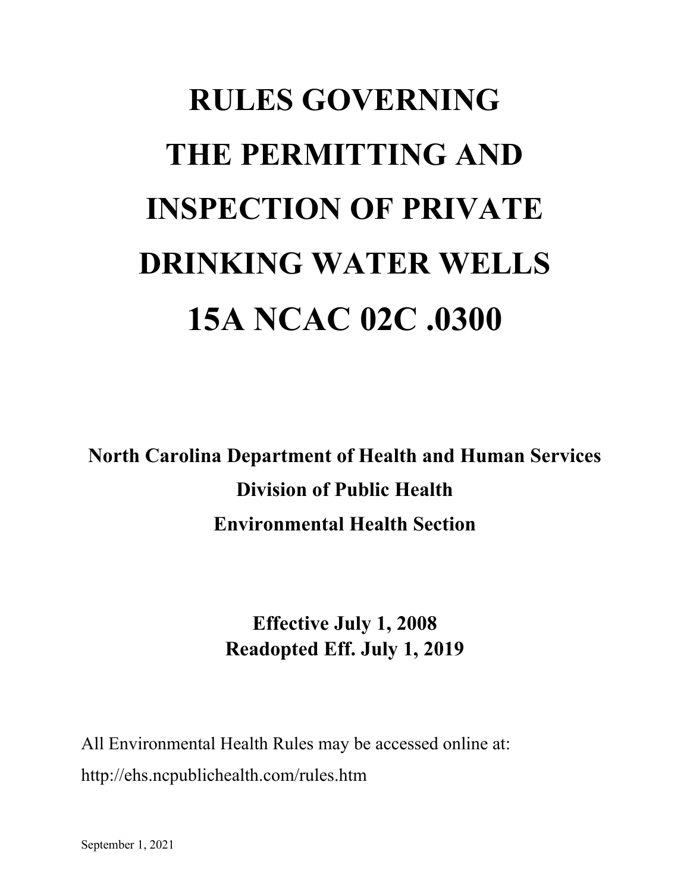# RULES GOVERNING THE PERMITTING AND INSPECTION OF PRIVATE DRINKING WATER WELLS 15A NCAC 02C .0300

**North Carolina Department of Health and Human Services**
**Division of Public Health**
**Environmental Health Section**

**Effective July 1, 2008**
**Readopted Eff. July 1, 2019**

All Environmental Health Rules may be accessed online at:
http://ehs.ncpublichealth.com/rules.htm

September 1, 2021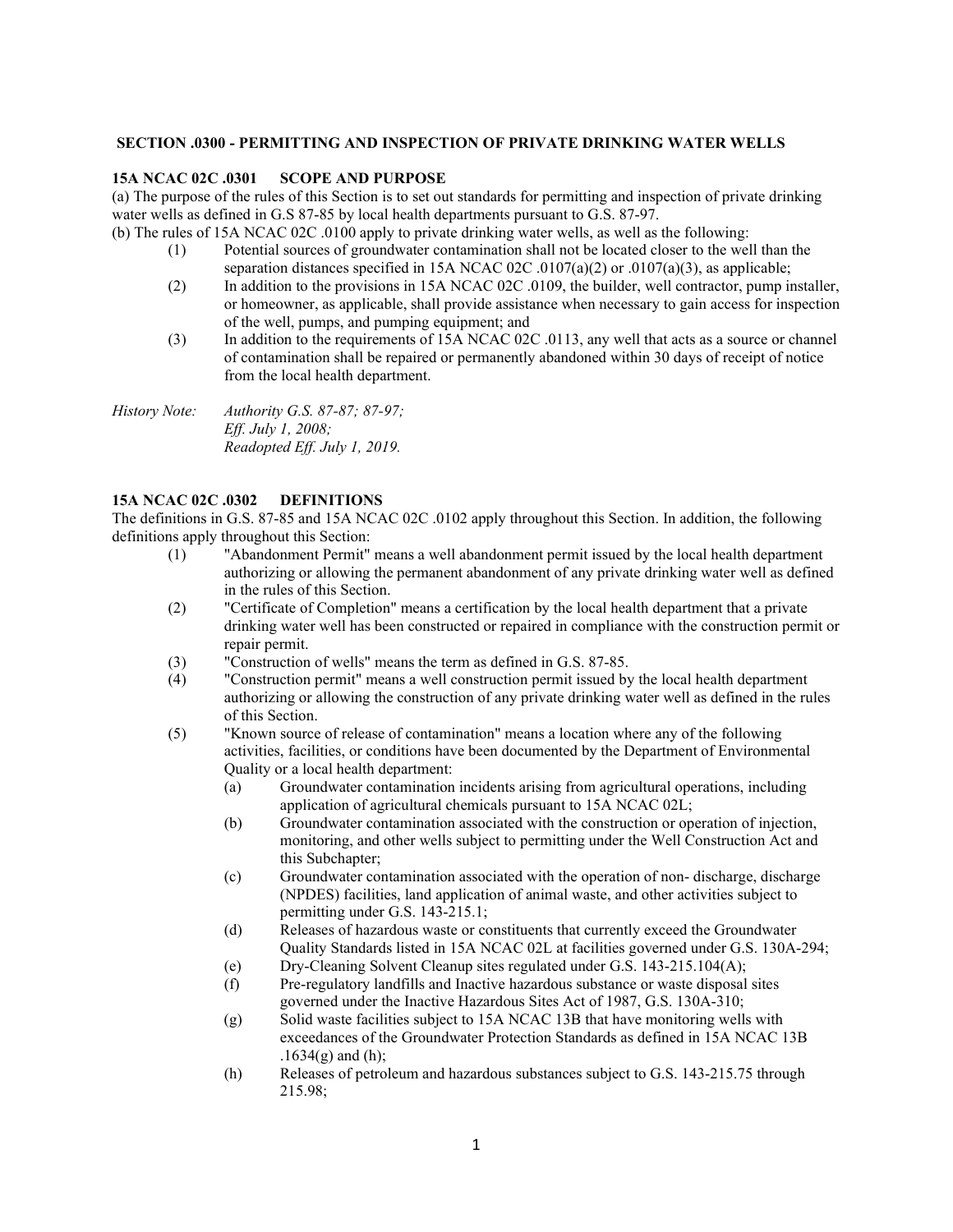## SECTION .0300 - PERMITTING AND INSPECTION OF PRIVATE DRINKING WATER WELLS

### 15A NCAC 02C .0301 SCOPE AND PURPOSE

(a) The purpose of the rules of this Section is to set out standards for permitting and inspection of private drinking water wells as defined in G.S 87-85 by local health departments pursuant to G.S. 87-97.

(b) The rules of 15A NCAC 02C .0100 apply to private drinking water wells, as well as the following:

- (1) Potential sources of groundwater contamination shall not be located closer to the well than the separation distances specified in 15A NCAC 02C .0107(a)(2) or .0107(a)(3), as applicable;
- (2) In addition to the provisions in 15A NCAC 02C .0109, the builder, well contractor, pump installer, or homeowner, as applicable, shall provide assistance when necessary to gain access for inspection of the well, pumps, and pumping equipment; and
- (3) In addition to the requirements of 15A NCAC 02C .0113, any well that acts as a source or channel of contamination shall be repaired or permanently abandoned within 30 days of receipt of notice from the local health department.

*History Note: Authority G.S. 87-87; 87-97;*
*Eff. July 1, 2008;*
*Readopted Eff. July 1, 2019.*

### 15A NCAC 02C .0302 DEFINITIONS

The definitions in G.S. 87-85 and 15A NCAC 02C .0102 apply throughout this Section. In addition, the following definitions apply throughout this Section:

- (1) "Abandonment Permit" means a well abandonment permit issued by the local health department authorizing or allowing the permanent abandonment of any private drinking water well as defined in the rules of this Section.
- (2) "Certificate of Completion" means a certification by the local health department that a private drinking water well has been constructed or repaired in compliance with the construction permit or repair permit.
- (3) "Construction of wells" means the term as defined in G.S. 87-85.
- (4) "Construction permit" means a well construction permit issued by the local health department authorizing or allowing the construction of any private drinking water well as defined in the rules of this Section.
- (5) "Known source of release of contamination" means a location where any of the following activities, facilities, or conditions have been documented by the Department of Environmental Quality or a local health department:
  - (a) Groundwater contamination incidents arising from agricultural operations, including application of agricultural chemicals pursuant to 15A NCAC 02L;
  - (b) Groundwater contamination associated with the construction or operation of injection, monitoring, and other wells subject to permitting under the Well Construction Act and this Subchapter;
  - (c) Groundwater contamination associated with the operation of non- discharge, discharge (NPDES) facilities, land application of animal waste, and other activities subject to permitting under G.S. 143-215.1;
  - (d) Releases of hazardous waste or constituents that currently exceed the Groundwater Quality Standards listed in 15A NCAC 02L at facilities governed under G.S. 130A-294;
  - (e) Dry-Cleaning Solvent Cleanup sites regulated under G.S. 143-215.104(A);
  - (f) Pre-regulatory landfills and Inactive hazardous substance or waste disposal sites governed under the Inactive Hazardous Sites Act of 1987, G.S. 130A-310;
  - (g) Solid waste facilities subject to 15A NCAC 13B that have monitoring wells with exceedances of the Groundwater Protection Standards as defined in 15A NCAC 13B .1634(g) and (h);
  - (h) Releases of petroleum and hazardous substances subject to G.S. 143-215.75 through 215.98;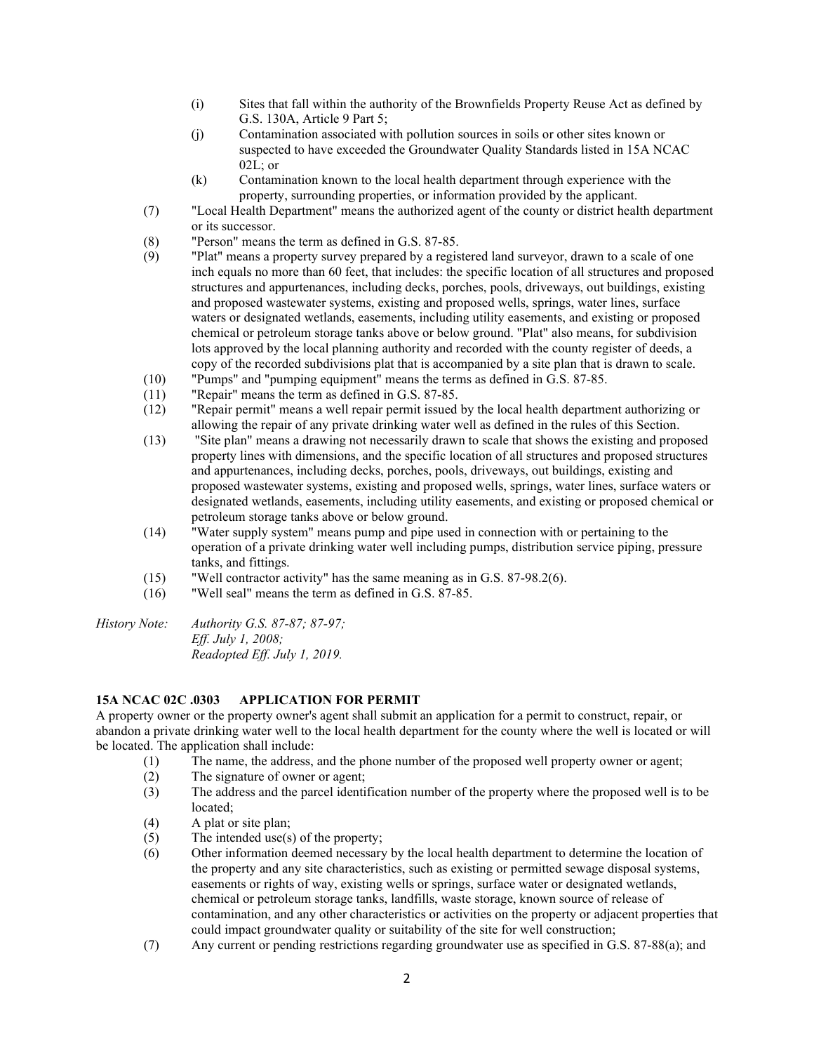(i) Sites that fall within the authority of the Brownfields Property Reuse Act as defined by G.S. 130A, Article 9 Part 5;

(j) Contamination associated with pollution sources in soils or other sites known or suspected to have exceeded the Groundwater Quality Standards listed in 15A NCAC 02L; or

(k) Contamination known to the local health department through experience with the property, surrounding properties, or information provided by the applicant.

(7) "Local Health Department" means the authorized agent of the county or district health department or its successor.

(8) "Person" means the term as defined in G.S. 87-85.

(9) "Plat" means a property survey prepared by a registered land surveyor, drawn to a scale of one inch equals no more than 60 feet, that includes: the specific location of all structures and proposed structures and appurtenances, including decks, porches, pools, driveways, out buildings, existing and proposed wastewater systems, existing and proposed wells, springs, water lines, surface waters or designated wetlands, easements, including utility easements, and existing or proposed chemical or petroleum storage tanks above or below ground. "Plat" also means, for subdivision lots approved by the local planning authority and recorded with the county register of deeds, a copy of the recorded subdivisions plat that is accompanied by a site plan that is drawn to scale.

(10) "Pumps" and "pumping equipment" means the terms as defined in G.S. 87-85.

(11) "Repair" means the term as defined in G.S. 87-85.

(12) "Repair permit" means a well repair permit issued by the local health department authorizing or allowing the repair of any private drinking water well as defined in the rules of this Section.

(13) "Site plan" means a drawing not necessarily drawn to scale that shows the existing and proposed property lines with dimensions, and the specific location of all structures and proposed structures and appurtenances, including decks, porches, pools, driveways, out buildings, existing and proposed wastewater systems, existing and proposed wells, springs, water lines, surface waters or designated wetlands, easements, including utility easements, and existing or proposed chemical or petroleum storage tanks above or below ground.

(14) "Water supply system" means pump and pipe used in connection with or pertaining to the operation of a private drinking water well including pumps, distribution service piping, pressure tanks, and fittings.

(15) "Well contractor activity" has the same meaning as in G.S. 87-98.2(6).

(16) "Well seal" means the term as defined in G.S. 87-85.

*History Note: Authority G.S. 87-87; 87-97;*
*Eff. July 1, 2008;*
*Readopted Eff. July 1, 2019.*

**15A NCAC 02C .0303 APPLICATION FOR PERMIT**

A property owner or the property owner's agent shall submit an application for a permit to construct, repair, or abandon a private drinking water well to the local health department for the county where the well is located or will be located. The application shall include:

(1) The name, the address, and the phone number of the proposed well property owner or agent;

(2) The signature of owner or agent;

(3) The address and the parcel identification number of the property where the proposed well is to be located;

(4) A plat or site plan;

(5) The intended use(s) of the property;

(6) Other information deemed necessary by the local health department to determine the location of the property and any site characteristics, such as existing or permitted sewage disposal systems, easements or rights of way, existing wells or springs, surface water or designated wetlands, chemical or petroleum storage tanks, landfills, waste storage, known source of release of contamination, and any other characteristics or activities on the property or adjacent properties that could impact groundwater quality or suitability of the site for well construction;

(7) Any current or pending restrictions regarding groundwater use as specified in G.S. 87-88(a); and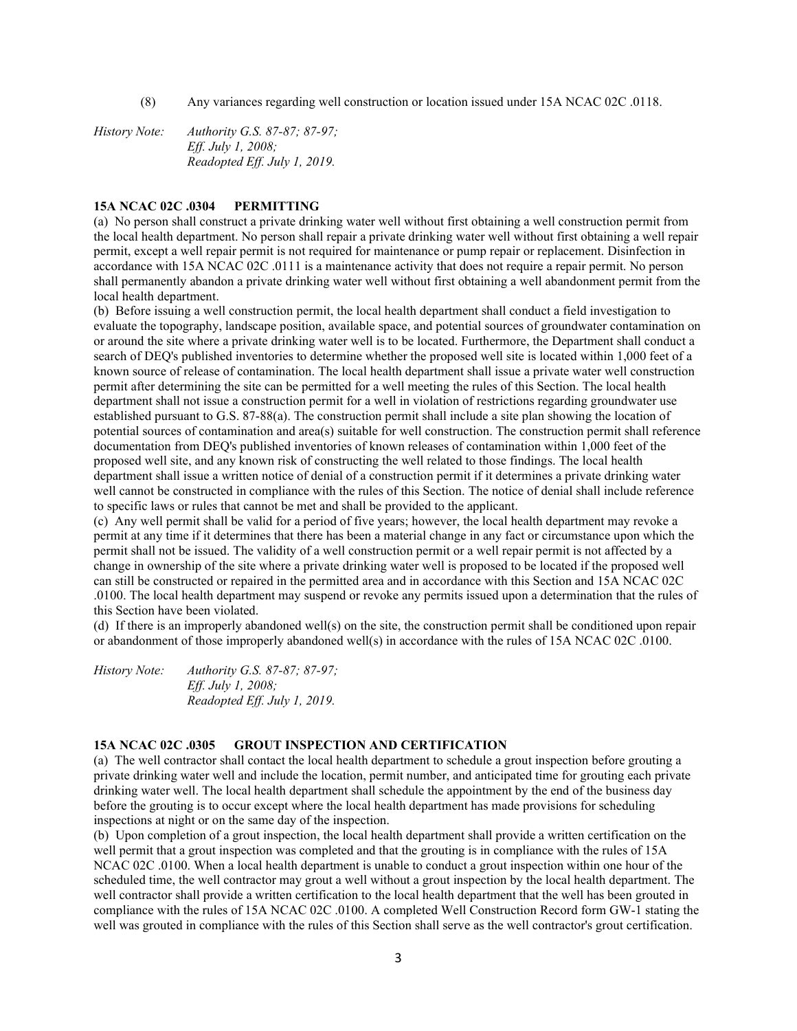(8) Any variances regarding well construction or location issued under 15A NCAC 02C .0118.

*History Note: Authority G.S. 87-87; 87-97;*
*Eff. July 1, 2008;*
*Readopted Eff. July 1, 2019.*

**15A NCAC 02C .0304 PERMITTING**

(a) No person shall construct a private drinking water well without first obtaining a well construction permit from the local health department. No person shall repair a private drinking water well without first obtaining a well repair permit, except a well repair permit is not required for maintenance or pump repair or replacement. Disinfection in accordance with 15A NCAC 02C .0111 is a maintenance activity that does not require a repair permit. No person shall permanently abandon a private drinking water well without first obtaining a well abandonment permit from the local health department.

(b) Before issuing a well construction permit, the local health department shall conduct a field investigation to evaluate the topography, landscape position, available space, and potential sources of groundwater contamination on or around the site where a private drinking water well is to be located. Furthermore, the Department shall conduct a search of DEQ's published inventories to determine whether the proposed well site is located within 1,000 feet of a known source of release of contamination. The local health department shall issue a private water well construction permit after determining the site can be permitted for a well meeting the rules of this Section. The local health department shall not issue a construction permit for a well in violation of restrictions regarding groundwater use established pursuant to G.S. 87-88(a). The construction permit shall include a site plan showing the location of potential sources of contamination and area(s) suitable for well construction. The construction permit shall reference documentation from DEQ's published inventories of known releases of contamination within 1,000 feet of the proposed well site, and any known risk of constructing the well related to those findings. The local health department shall issue a written notice of denial of a construction permit if it determines a private drinking water well cannot be constructed in compliance with the rules of this Section. The notice of denial shall include reference to specific laws or rules that cannot be met and shall be provided to the applicant.

(c) Any well permit shall be valid for a period of five years; however, the local health department may revoke a permit at any time if it determines that there has been a material change in any fact or circumstance upon which the permit shall not be issued. The validity of a well construction permit or a well repair permit is not affected by a change in ownership of the site where a private drinking water well is proposed to be located if the proposed well can still be constructed or repaired in the permitted area and in accordance with this Section and 15A NCAC 02C .0100. The local health department may suspend or revoke any permits issued upon a determination that the rules of this Section have been violated.

(d) If there is an improperly abandoned well(s) on the site, the construction permit shall be conditioned upon repair or abandonment of those improperly abandoned well(s) in accordance with the rules of 15A NCAC 02C .0100.

*History Note: Authority G.S. 87-87; 87-97;*
*Eff. July 1, 2008;*
*Readopted Eff. July 1, 2019.*

**15A NCAC 02C .0305 GROUT INSPECTION AND CERTIFICATION**

(a) The well contractor shall contact the local health department to schedule a grout inspection before grouting a private drinking water well and include the location, permit number, and anticipated time for grouting each private drinking water well. The local health department shall schedule the appointment by the end of the business day before the grouting is to occur except where the local health department has made provisions for scheduling inspections at night or on the same day of the inspection.

(b) Upon completion of a grout inspection, the local health department shall provide a written certification on the well permit that a grout inspection was completed and that the grouting is in compliance with the rules of 15A NCAC 02C .0100. When a local health department is unable to conduct a grout inspection within one hour of the scheduled time, the well contractor may grout a well without a grout inspection by the local health department. The well contractor shall provide a written certification to the local health department that the well has been grouted in compliance with the rules of 15A NCAC 02C .0100. A completed Well Construction Record form GW-1 stating the well was grouted in compliance with the rules of this Section shall serve as the well contractor's grout certification.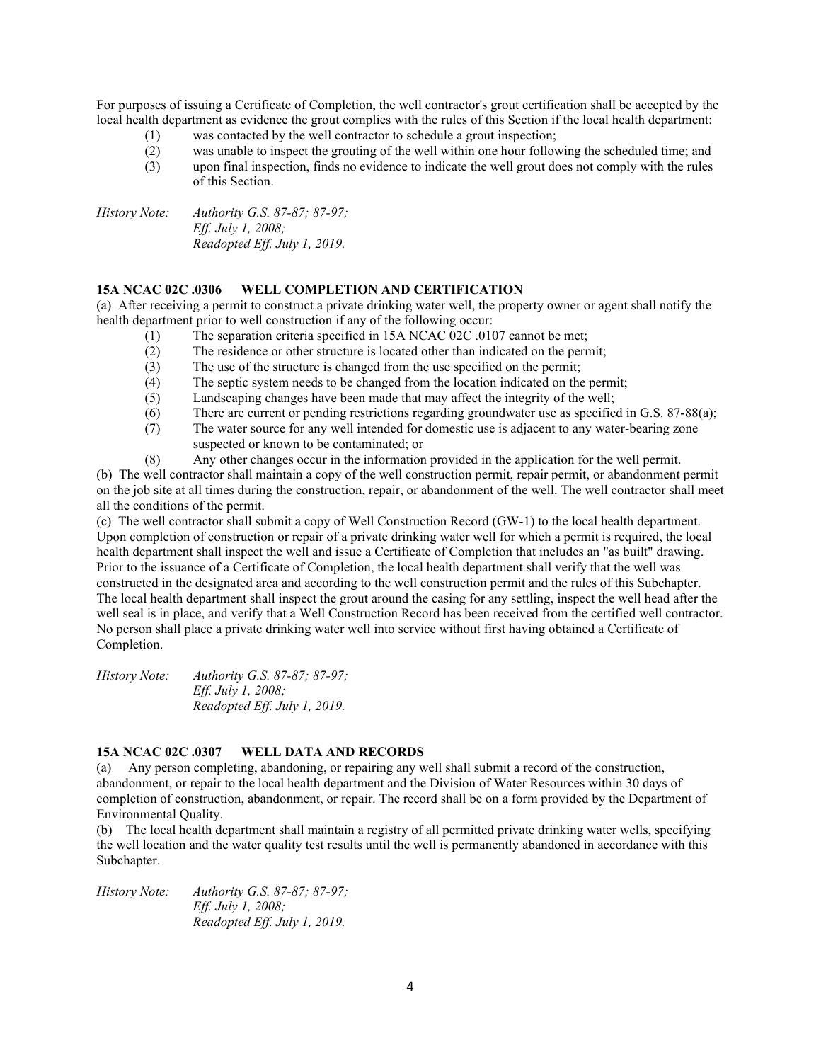For purposes of issuing a Certificate of Completion, the well contractor's grout certification shall be accepted by the local health department as evidence the grout complies with the rules of this Section if the local health department:

(1) was contacted by the well contractor to schedule a grout inspection;

(2) was unable to inspect the grouting of the well within one hour following the scheduled time; and

(3) upon final inspection, finds no evidence to indicate the well grout does not comply with the rules of this Section.

*History Note: Authority G.S. 87-87; 87-97;*
*Eff. July 1, 2008;*
*Readopted Eff. July 1, 2019.*

**15A NCAC 02C .0306 WELL COMPLETION AND CERTIFICATION**

(a) After receiving a permit to construct a private drinking water well, the property owner or agent shall notify the health department prior to well construction if any of the following occur:

(1) The separation criteria specified in 15A NCAC 02C .0107 cannot be met;

(2) The residence or other structure is located other than indicated on the permit;

(3) The use of the structure is changed from the use specified on the permit;

(4) The septic system needs to be changed from the location indicated on the permit;

(5) Landscaping changes have been made that may affect the integrity of the well;

(6) There are current or pending restrictions regarding groundwater use as specified in G.S. 87-88(a);

(7) The water source for any well intended for domestic use is adjacent to any water-bearing zone suspected or known to be contaminated; or

(8) Any other changes occur in the information provided in the application for the well permit.

(b) The well contractor shall maintain a copy of the well construction permit, repair permit, or abandonment permit on the job site at all times during the construction, repair, or abandonment of the well. The well contractor shall meet all the conditions of the permit.

(c) The well contractor shall submit a copy of Well Construction Record (GW-1) to the local health department. Upon completion of construction or repair of a private drinking water well for which a permit is required, the local health department shall inspect the well and issue a Certificate of Completion that includes an "as built" drawing. Prior to the issuance of a Certificate of Completion, the local health department shall verify that the well was constructed in the designated area and according to the well construction permit and the rules of this Subchapter. The local health department shall inspect the grout around the casing for any settling, inspect the well head after the well seal is in place, and verify that a Well Construction Record has been received from the certified well contractor. No person shall place a private drinking water well into service without first having obtained a Certificate of Completion.

*History Note: Authority G.S. 87-87; 87-97;*
*Eff. July 1, 2008;*
*Readopted Eff. July 1, 2019.*

**15A NCAC 02C .0307 WELL DATA AND RECORDS**

(a) Any person completing, abandoning, or repairing any well shall submit a record of the construction, abandonment, or repair to the local health department and the Division of Water Resources within 30 days of completion of construction, abandonment, or repair. The record shall be on a form provided by the Department of Environmental Quality.

(b) The local health department shall maintain a registry of all permitted private drinking water wells, specifying the well location and the water quality test results until the well is permanently abandoned in accordance with this Subchapter.

*History Note: Authority G.S. 87-87; 87-97;*
*Eff. July 1, 2008;*
*Readopted Eff. July 1, 2019.*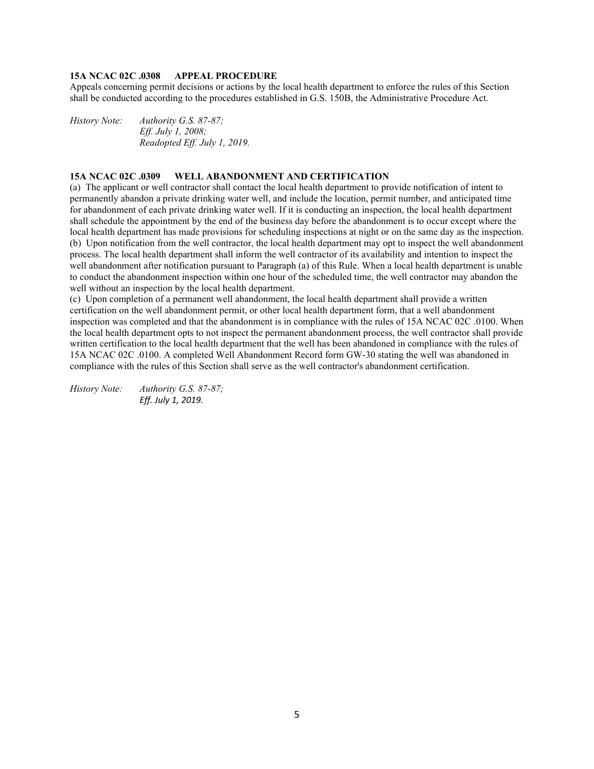**15A NCAC 02C .0308 APPEAL PROCEDURE**

Appeals concerning permit decisions or actions by the local health department to enforce the rules of this Section shall be conducted according to the procedures established in G.S. 150B, the Administrative Procedure Act.

*History Note: Authority G.S. 87-87;*
*Eff. July 1, 2008;*
*Readopted Eff. July 1, 2019.*

**15A NCAC 02C .0309 WELL ABANDONMENT AND CERTIFICATION**

(a) The applicant or well contractor shall contact the local health department to provide notification of intent to permanently abandon a private drinking water well, and include the location, permit number, and anticipated time for abandonment of each private drinking water well. If it is conducting an inspection, the local health department shall schedule the appointment by the end of the business day before the abandonment is to occur except where the local health department has made provisions for scheduling inspections at night or on the same day as the inspection.

(b) Upon notification from the well contractor, the local health department may opt to inspect the well abandonment process. The local health department shall inform the well contractor of its availability and intention to inspect the well abandonment after notification pursuant to Paragraph (a) of this Rule. When a local health department is unable to conduct the abandonment inspection within one hour of the scheduled time, the well contractor may abandon the well without an inspection by the local health department.

(c) Upon completion of a permanent well abandonment, the local health department shall provide a written certification on the well abandonment permit, or other local health department form, that a well abandonment inspection was completed and that the abandonment is in compliance with the rules of 15A NCAC 02C .0100. When the local health department opts to not inspect the permanent abandonment process, the well contractor shall provide written certification to the local health department that the well has been abandoned in compliance with the rules of 15A NCAC 02C .0100. A completed Well Abandonment Record form GW-30 stating the well was abandoned in compliance with the rules of this Section shall serve as the well contractor's abandonment certification.

*History Note: Authority G.S. 87-87;*
*Eff. July 1, 2019.*